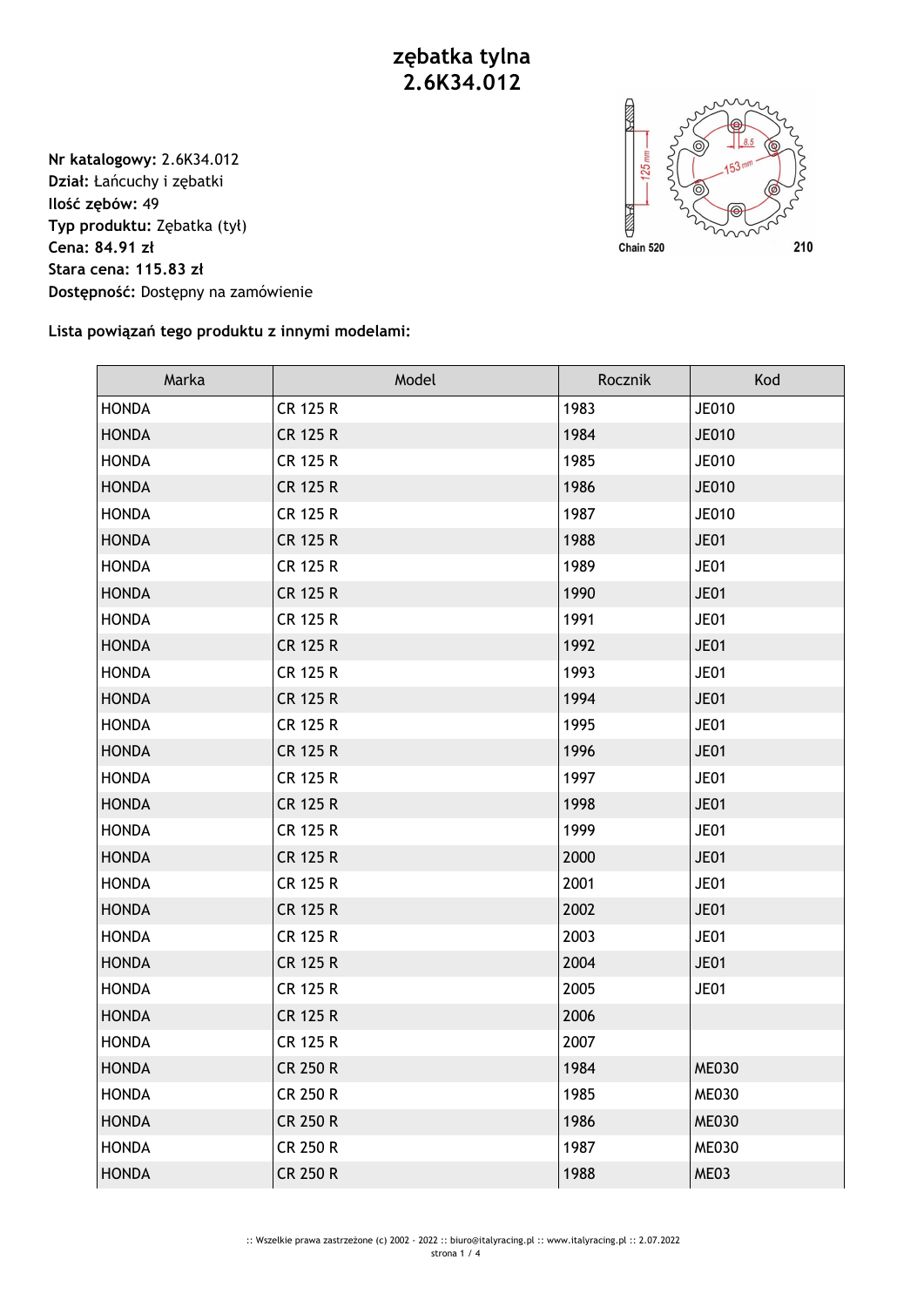# zębatka tylna
# 2.6K34.012

**Nr katalogowy:** 2.6K34.012
**Dział:** Łańcuchy i zębatki
**Ilość zębów:** 49
**Typ produktu:** Zębatka (tył)
**Cena: 84.91 zł**
**Stara cena: 115.83 zł**
**Dostępność:** Dostępny na zamówienie

**Lista powiązań tego produktu z innymi modelami:**

| Marka | Model | Rocznik | Kod |
|---|---|---|---|
| HONDA | CR 125 R | 1983 | JE010 |
| HONDA | CR 125 R | 1984 | JE010 |
| HONDA | CR 125 R | 1985 | JE010 |
| HONDA | CR 125 R | 1986 | JE010 |
| HONDA | CR 125 R | 1987 | JE010 |
| HONDA | CR 125 R | 1988 | JE01 |
| HONDA | CR 125 R | 1989 | JE01 |
| HONDA | CR 125 R | 1990 | JE01 |
| HONDA | CR 125 R | 1991 | JE01 |
| HONDA | CR 125 R | 1992 | JE01 |
| HONDA | CR 125 R | 1993 | JE01 |
| HONDA | CR 125 R | 1994 | JE01 |
| HONDA | CR 125 R | 1995 | JE01 |
| HONDA | CR 125 R | 1996 | JE01 |
| HONDA | CR 125 R | 1997 | JE01 |
| HONDA | CR 125 R | 1998 | JE01 |
| HONDA | CR 125 R | 1999 | JE01 |
| HONDA | CR 125 R | 2000 | JE01 |
| HONDA | CR 125 R | 2001 | JE01 |
| HONDA | CR 125 R | 2002 | JE01 |
| HONDA | CR 125 R | 2003 | JE01 |
| HONDA | CR 125 R | 2004 | JE01 |
| HONDA | CR 125 R | 2005 | JE01 |
| HONDA | CR 125 R | 2006 | |
| HONDA | CR 125 R | 2007 | |
| HONDA | CR 250 R | 1984 | ME030 |
| HONDA | CR 250 R | 1985 | ME030 |
| HONDA | CR 250 R | 1986 | ME030 |
| HONDA | CR 250 R | 1987 | ME030 |
| HONDA | CR 250 R | 1988 | ME03 |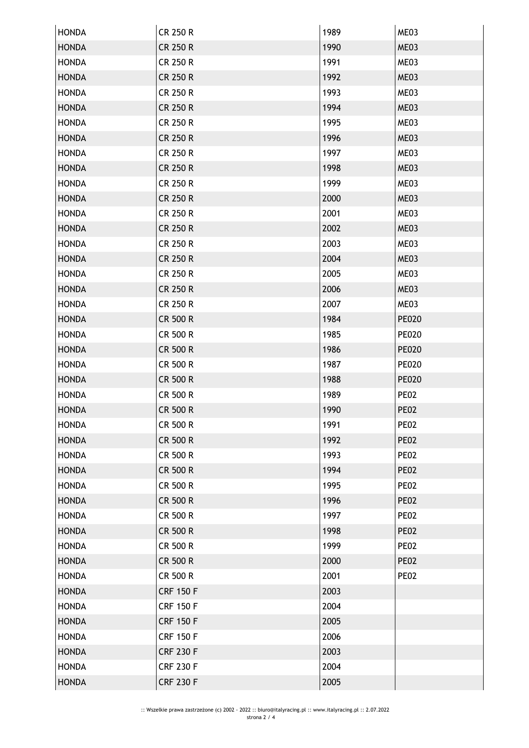| HONDA | CR 250 R | 1989 | ME03 |
|---|---|---|---|
| HONDA | CR 250 R | 1990 | ME03 |
| HONDA | CR 250 R | 1991 | ME03 |
| HONDA | CR 250 R | 1992 | ME03 |
| HONDA | CR 250 R | 1993 | ME03 |
| HONDA | CR 250 R | 1994 | ME03 |
| HONDA | CR 250 R | 1995 | ME03 |
| HONDA | CR 250 R | 1996 | ME03 |
| HONDA | CR 250 R | 1997 | ME03 |
| HONDA | CR 250 R | 1998 | ME03 |
| HONDA | CR 250 R | 1999 | ME03 |
| HONDA | CR 250 R | 2000 | ME03 |
| HONDA | CR 250 R | 2001 | ME03 |
| HONDA | CR 250 R | 2002 | ME03 |
| HONDA | CR 250 R | 2003 | ME03 |
| HONDA | CR 250 R | 2004 | ME03 |
| HONDA | CR 250 R | 2005 | ME03 |
| HONDA | CR 250 R | 2006 | ME03 |
| HONDA | CR 250 R | 2007 | ME03 |
| HONDA | CR 500 R | 1984 | PE020 |
| HONDA | CR 500 R | 1985 | PE020 |
| HONDA | CR 500 R | 1986 | PE020 |
| HONDA | CR 500 R | 1987 | PE020 |
| HONDA | CR 500 R | 1988 | PE020 |
| HONDA | CR 500 R | 1989 | PE02 |
| HONDA | CR 500 R | 1990 | PE02 |
| HONDA | CR 500 R | 1991 | PE02 |
| HONDA | CR 500 R | 1992 | PE02 |
| HONDA | CR 500 R | 1993 | PE02 |
| HONDA | CR 500 R | 1994 | PE02 |
| HONDA | CR 500 R | 1995 | PE02 |
| HONDA | CR 500 R | 1996 | PE02 |
| HONDA | CR 500 R | 1997 | PE02 |
| HONDA | CR 500 R | 1998 | PE02 |
| HONDA | CR 500 R | 1999 | PE02 |
| HONDA | CR 500 R | 2000 | PE02 |
| HONDA | CR 500 R | 2001 | PE02 |
| HONDA | CRF 150 F | 2003 | |
| HONDA | CRF 150 F | 2004 | |
| HONDA | CRF 150 F | 2005 | |
| HONDA | CRF 150 F | 2006 | |
| HONDA | CRF 230 F | 2003 | |
| HONDA | CRF 230 F | 2004 | |
| HONDA | CRF 230 F | 2005 | |

:: Wszelkie prawa zastrzeżone (c) 2002 - 2022 :: biuro@italyracing.pl :: www.italyracing.pl :: 2.07.2022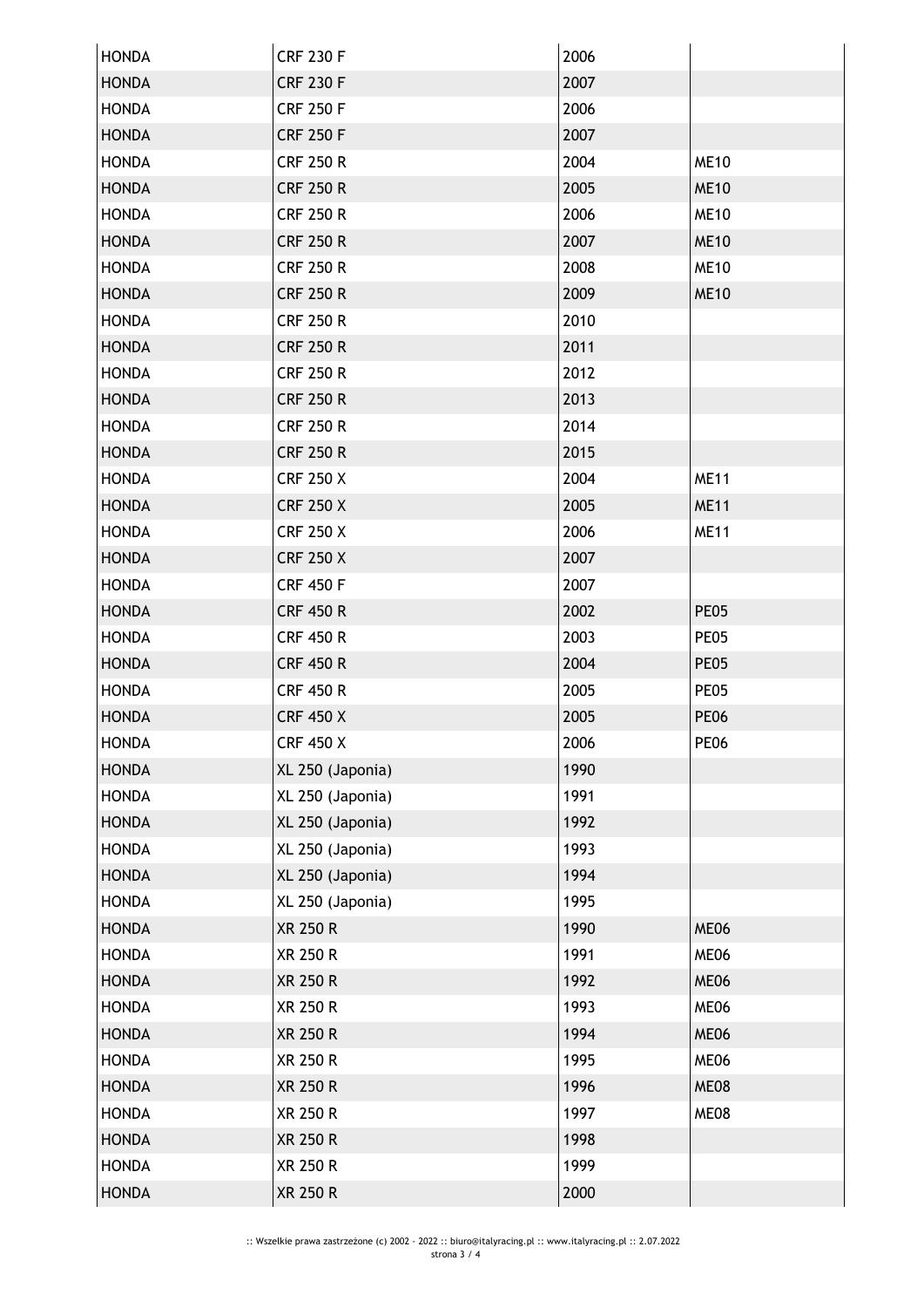| | | | |
|---|---|---|---|
| HONDA | CRF 230 F | 2006 | |
| HONDA | CRF 230 F | 2007 | |
| HONDA | CRF 250 F | 2006 | |
| HONDA | CRF 250 F | 2007 | |
| HONDA | CRF 250 R | 2004 | ME10 |
| HONDA | CRF 250 R | 2005 | ME10 |
| HONDA | CRF 250 R | 2006 | ME10 |
| HONDA | CRF 250 R | 2007 | ME10 |
| HONDA | CRF 250 R | 2008 | ME10 |
| HONDA | CRF 250 R | 2009 | ME10 |
| HONDA | CRF 250 R | 2010 | |
| HONDA | CRF 250 R | 2011 | |
| HONDA | CRF 250 R | 2012 | |
| HONDA | CRF 250 R | 2013 | |
| HONDA | CRF 250 R | 2014 | |
| HONDA | CRF 250 R | 2015 | |
| HONDA | CRF 250 X | 2004 | ME11 |
| HONDA | CRF 250 X | 2005 | ME11 |
| HONDA | CRF 250 X | 2006 | ME11 |
| HONDA | CRF 250 X | 2007 | |
| HONDA | CRF 450 F | 2007 | |
| HONDA | CRF 450 R | 2002 | PE05 |
| HONDA | CRF 450 R | 2003 | PE05 |
| HONDA | CRF 450 R | 2004 | PE05 |
| HONDA | CRF 450 R | 2005 | PE05 |
| HONDA | CRF 450 X | 2005 | PE06 |
| HONDA | CRF 450 X | 2006 | PE06 |
| HONDA | XL 250 (Japonia) | 1990 | |
| HONDA | XL 250 (Japonia) | 1991 | |
| HONDA | XL 250 (Japonia) | 1992 | |
| HONDA | XL 250 (Japonia) | 1993 | |
| HONDA | XL 250 (Japonia) | 1994 | |
| HONDA | XL 250 (Japonia) | 1995 | |
| HONDA | XR 250 R | 1990 | ME06 |
| HONDA | XR 250 R | 1991 | ME06 |
| HONDA | XR 250 R | 1992 | ME06 |
| HONDA | XR 250 R | 1993 | ME06 |
| HONDA | XR 250 R | 1994 | ME06 |
| HONDA | XR 250 R | 1995 | ME06 |
| HONDA | XR 250 R | 1996 | ME08 |
| HONDA | XR 250 R | 1997 | ME08 |
| HONDA | XR 250 R | 1998 | |
| HONDA | XR 250 R | 1999 | |
| HONDA | XR 250 R | 2000 | |

:: Wszelkie prawa zastrzeżone (c) 2002 - 2022 :: biuro@italyracing.pl :: www.italyracing.pl :: 2.07.2022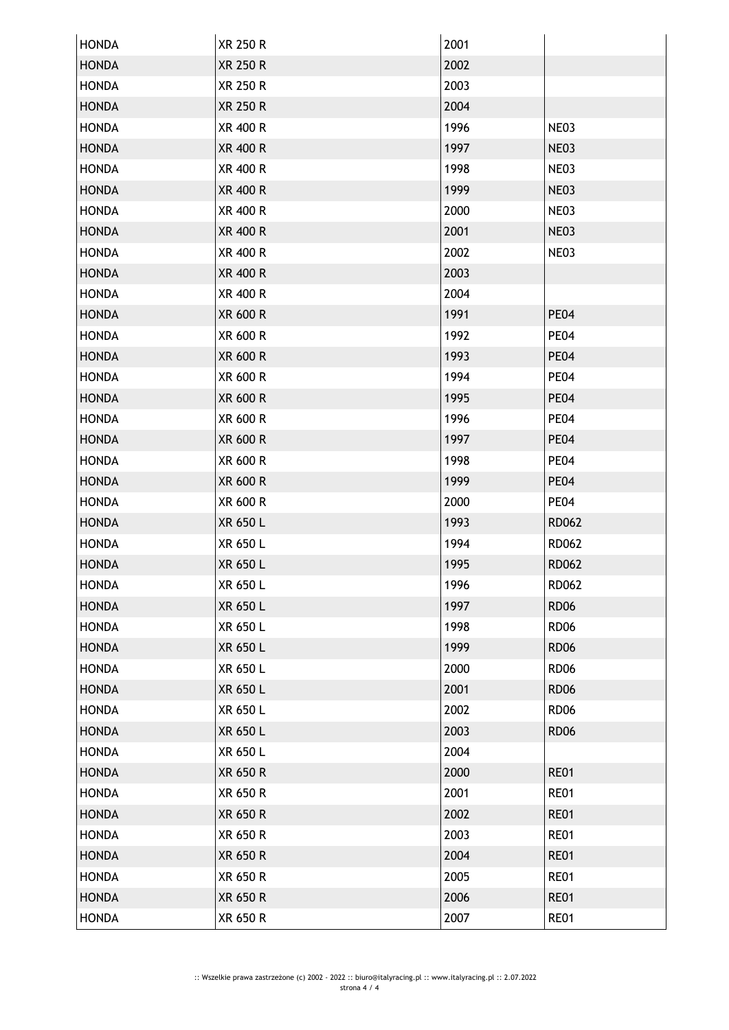| | | | |
|---|---|---|---|
| HONDA | XR 250 R | 2001 | |
| HONDA | XR 250 R | 2002 | |
| HONDA | XR 250 R | 2003 | |
| HONDA | XR 250 R | 2004 | |
| HONDA | XR 400 R | 1996 | NE03 |
| HONDA | XR 400 R | 1997 | NE03 |
| HONDA | XR 400 R | 1998 | NE03 |
| HONDA | XR 400 R | 1999 | NE03 |
| HONDA | XR 400 R | 2000 | NE03 |
| HONDA | XR 400 R | 2001 | NE03 |
| HONDA | XR 400 R | 2002 | NE03 |
| HONDA | XR 400 R | 2003 | |
| HONDA | XR 400 R | 2004 | |
| HONDA | XR 600 R | 1991 | PE04 |
| HONDA | XR 600 R | 1992 | PE04 |
| HONDA | XR 600 R | 1993 | PE04 |
| HONDA | XR 600 R | 1994 | PE04 |
| HONDA | XR 600 R | 1995 | PE04 |
| HONDA | XR 600 R | 1996 | PE04 |
| HONDA | XR 600 R | 1997 | PE04 |
| HONDA | XR 600 R | 1998 | PE04 |
| HONDA | XR 600 R | 1999 | PE04 |
| HONDA | XR 600 R | 2000 | PE04 |
| HONDA | XR 650 L | 1993 | RD062 |
| HONDA | XR 650 L | 1994 | RD062 |
| HONDA | XR 650 L | 1995 | RD062 |
| HONDA | XR 650 L | 1996 | RD062 |
| HONDA | XR 650 L | 1997 | RD06 |
| HONDA | XR 650 L | 1998 | RD06 |
| HONDA | XR 650 L | 1999 | RD06 |
| HONDA | XR 650 L | 2000 | RD06 |
| HONDA | XR 650 L | 2001 | RD06 |
| HONDA | XR 650 L | 2002 | RD06 |
| HONDA | XR 650 L | 2003 | RD06 |
| HONDA | XR 650 L | 2004 | |
| HONDA | XR 650 R | 2000 | RE01 |
| HONDA | XR 650 R | 2001 | RE01 |
| HONDA | XR 650 R | 2002 | RE01 |
| HONDA | XR 650 R | 2003 | RE01 |
| HONDA | XR 650 R | 2004 | RE01 |
| HONDA | XR 650 R | 2005 | RE01 |
| HONDA | XR 650 R | 2006 | RE01 |
| HONDA | XR 650 R | 2007 | RE01 |

:: Wszelkie prawa zastrzeżone (c) 2002 - 2022 :: biuro@italyracing.pl :: www.italyracing.pl :: 2.07.2022